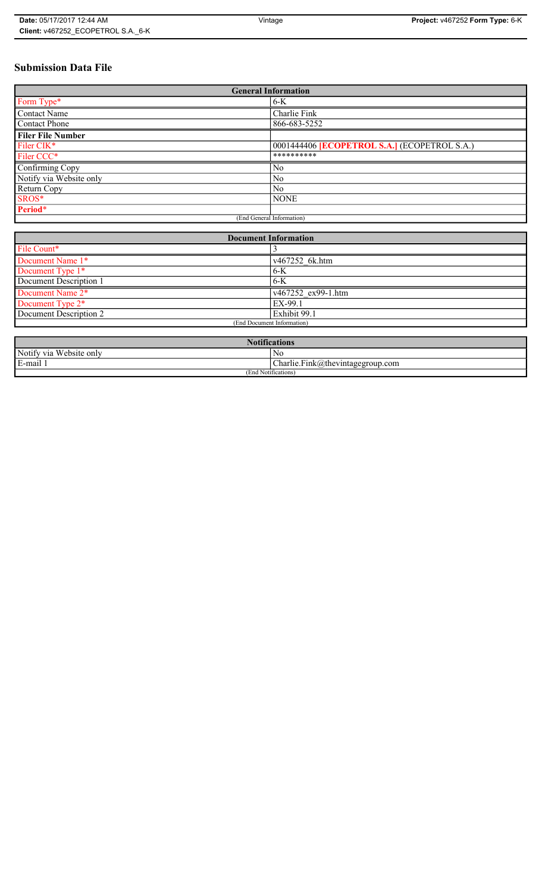# Submission Data File

| General Information | |
|---|---|
| Form Type* | 6-K |
| Contact Name | Charlie Fink |
| Contact Phone | 866-683-5252 |
| **Filer File Number** | |
| Filer CIK* | 0001444406 **[ECOPETROL S.A.]** (ECOPETROL S.A.) |
| Filer CCC* | ********** |
| Confirming Copy | No |
| Notify via Website only | No |
| Return Copy | No |
| SROS* | NONE |
| **Period*** | |
| (End General Information) | |

| Document Information | |
|---|---|
| File Count* | 3 |
| Document Name 1* | v467252_6k.htm |
| Document Type 1* | 6-K |
| Document Description 1 | 6-K |
| Document Name 2* | v467252_ex99-1.htm |
| Document Type 2* | EX-99.1 |
| Document Description 2 | Exhibit 99.1 |
| (End Document Information) | |

| Notifications | |
|---|---|
| Notify via Website only | No |
| E-mail 1 | Charlie.Fink@thevintagegroup.com |
| (End Notifications) | |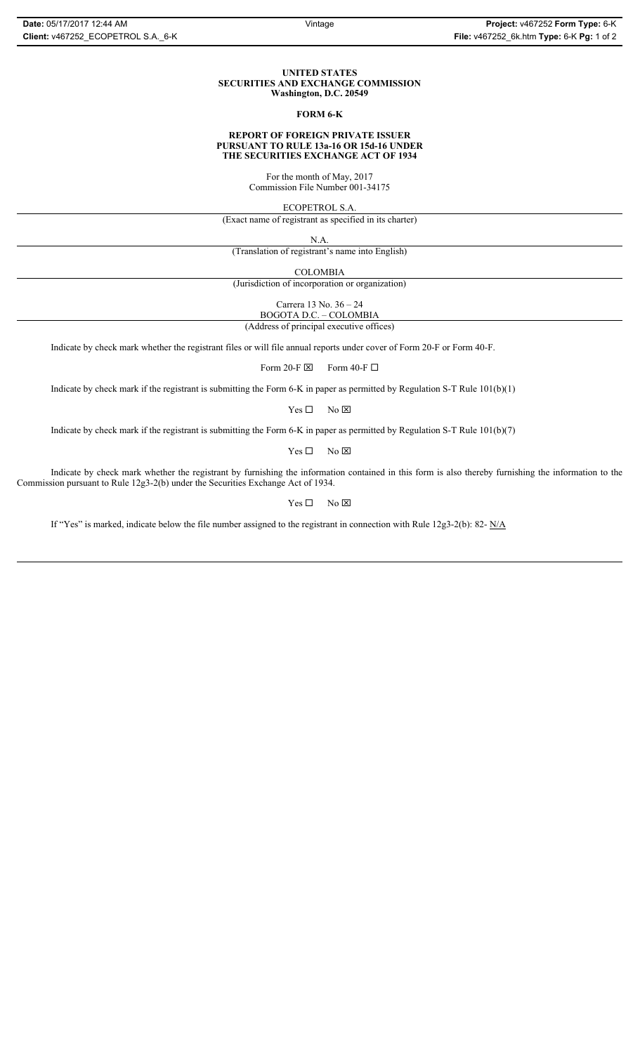**UNITED STATES**
**SECURITIES AND EXCHANGE COMMISSION**
**Washington, D.C. 20549**

**FORM 6-K**

**REPORT OF FOREIGN PRIVATE ISSUER**
**PURSUANT TO RULE 13a-16 OR 15d-16 UNDER**
**THE SECURITIES EXCHANGE ACT OF 1934**

For the month of May, 2017
Commission File Number 001-34175

ECOPETROL S.A.
(Exact name of registrant as specified in its charter)

N.A.
(Translation of registrant's name into English)

COLOMBIA
(Jurisdiction of incorporation or organization)

Carrera 13 No. 36 – 24
BOGOTA D.C. – COLOMBIA
(Address of principal executive offices)

Indicate by check mark whether the registrant files or will file annual reports under cover of Form 20-F or Form 40-F.

Form 20-F ☒ Form 40-F ☐

Indicate by check mark if the registrant is submitting the Form 6-K in paper as permitted by Regulation S-T Rule 101(b)(1)

Yes ☐ No ☒

Indicate by check mark if the registrant is submitting the Form 6-K in paper as permitted by Regulation S-T Rule 101(b)(7)

Yes ☐ No ☒

Indicate by check mark whether the registrant by furnishing the information contained in this form is also thereby furnishing the information to the Commission pursuant to Rule 12g3-2(b) under the Securities Exchange Act of 1934.

Yes ☐ No ☒

If "Yes" is marked, indicate below the file number assigned to the registrant in connection with Rule 12g3-2(b): 82- N/A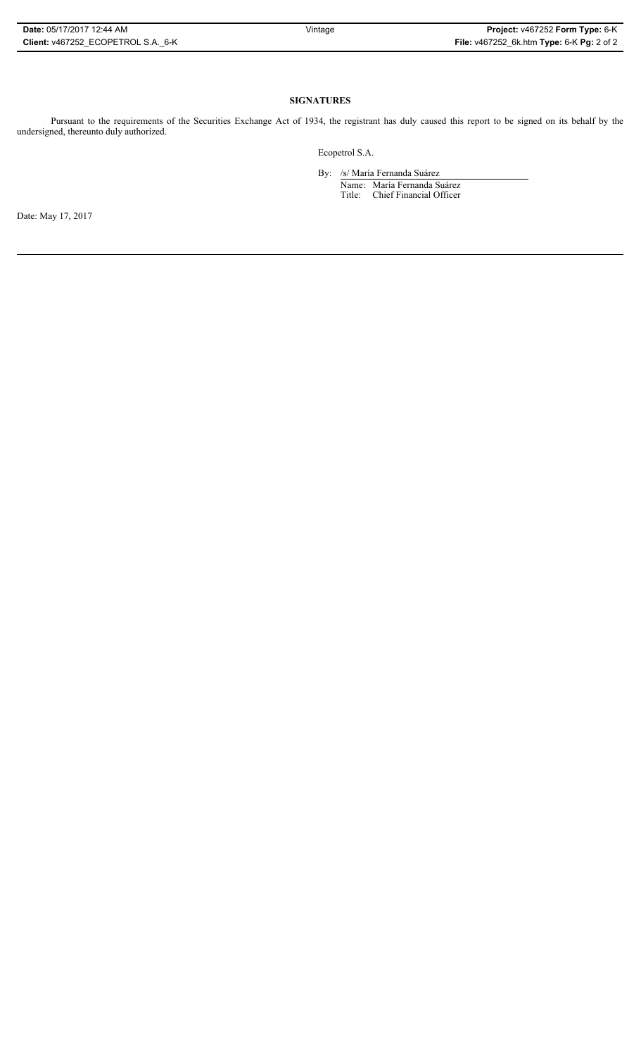**SIGNATURES**

Pursuant to the requirements of the Securities Exchange Act of 1934, the registrant has duly caused this report to be signed on its behalf by the undersigned, thereunto duly authorized.

Ecopetrol S.A.

By: /s/ María Fernanda Suárez

Name: María Fernanda Suárez

Title: Chief Financial Officer

Date: May 17, 2017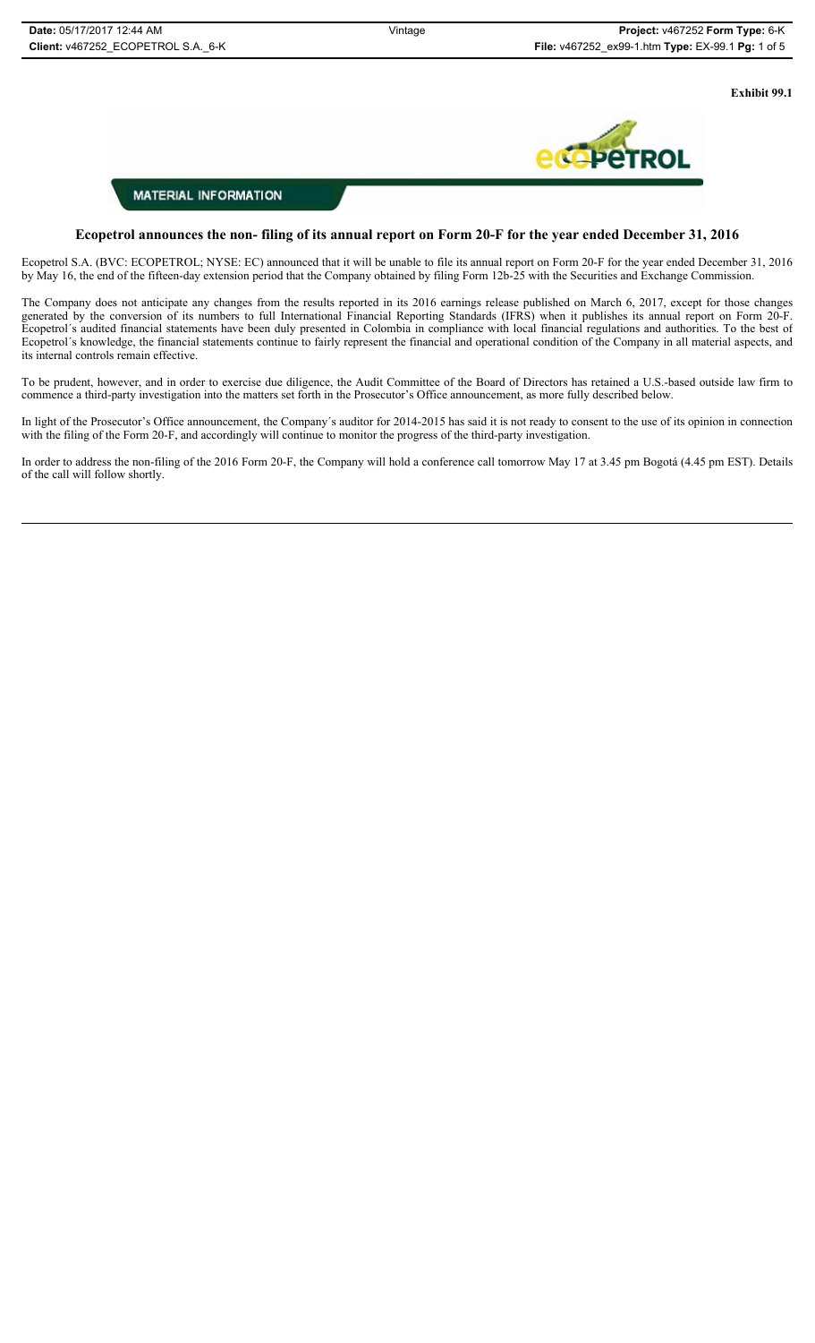**Exhibit 99.1**

MATERIAL INFORMATION

## Ecopetrol announces the non- filing of its annual report on Form 20-F for the year ended December 31, 2016

Ecopetrol S.A. (BVC: ECOPETROL; NYSE: EC) announced that it will be unable to file its annual report on Form 20-F for the year ended December 31, 2016 by May 16, the end of the fifteen-day extension period that the Company obtained by filing Form 12b-25 with the Securities and Exchange Commission.

The Company does not anticipate any changes from the results reported in its 2016 earnings release published on March 6, 2017, except for those changes generated by the conversion of its numbers to full International Financial Reporting Standards (IFRS) when it publishes its annual report on Form 20-F. Ecopetrol´s audited financial statements have been duly presented in Colombia in compliance with local financial regulations and authorities. To the best of Ecopetrol´s knowledge, the financial statements continue to fairly represent the financial and operational condition of the Company in all material aspects, and its internal controls remain effective.

To be prudent, however, and in order to exercise due diligence, the Audit Committee of the Board of Directors has retained a U.S.-based outside law firm to commence a third-party investigation into the matters set forth in the Prosecutor's Office announcement, as more fully described below.

In light of the Prosecutor's Office announcement, the Company´s auditor for 2014-2015 has said it is not ready to consent to the use of its opinion in connection with the filing of the Form 20-F, and accordingly will continue to monitor the progress of the third-party investigation.

In order to address the non-filing of the 2016 Form 20-F, the Company will hold a conference call tomorrow May 17 at 3.45 pm Bogotá (4.45 pm EST). Details of the call will follow shortly.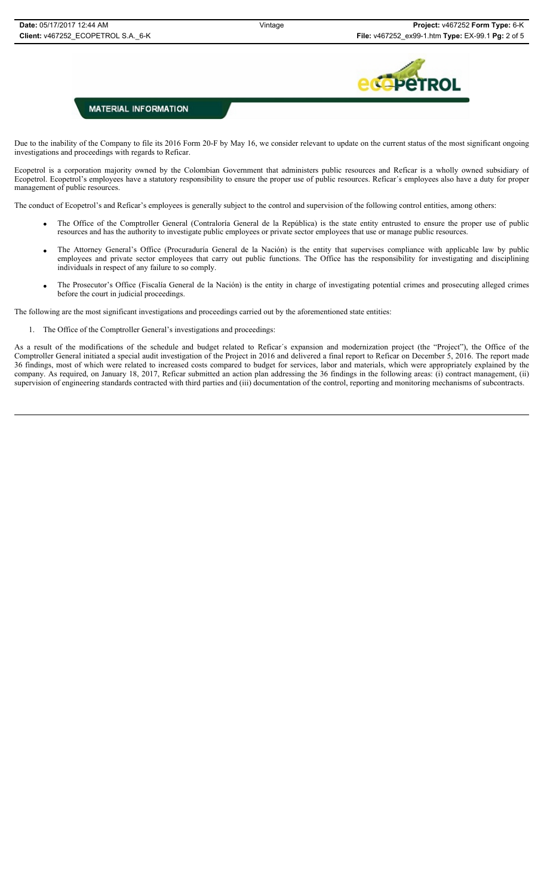## MATERIAL INFORMATION

Due to the inability of the Company to file its 2016 Form 20-F by May 16, we consider relevant to update on the current status of the most significant ongoing investigations and proceedings with regards to Reficar.

Ecopetrol is a corporation majority owned by the Colombian Government that administers public resources and Reficar is a wholly owned subsidiary of Ecopetrol. Ecopetrol's employees have a statutory responsibility to ensure the proper use of public resources. Reficar´s employees also have a duty for proper management of public resources.

The conduct of Ecopetrol's and Reficar's employees is generally subject to the control and supervision of the following control entities, among others:

- The Office of the Comptroller General (Contraloría General de la República) is the state entity entrusted to ensure the proper use of public resources and has the authority to investigate public employees or private sector employees that use or manage public resources.
- The Attorney General's Office (Procuraduría General de la Nación) is the entity that supervises compliance with applicable law by public employees and private sector employees that carry out public functions. The Office has the responsibility for investigating and disciplining individuals in respect of any failure to so comply.
- The Prosecutor's Office (Fiscalía General de la Nación) is the entity in charge of investigating potential crimes and prosecuting alleged crimes before the court in judicial proceedings.

The following are the most significant investigations and proceedings carried out by the aforementioned state entities:

1. The Office of the Comptroller General's investigations and proceedings:

As a result of the modifications of the schedule and budget related to Reficar´s expansion and modernization project (the "Project"), the Office of the Comptroller General initiated a special audit investigation of the Project in 2016 and delivered a final report to Reficar on December 5, 2016. The report made 36 findings, most of which were related to increased costs compared to budget for services, labor and materials, which were appropriately explained by the company. As required, on January 18, 2017, Reficar submitted an action plan addressing the 36 findings in the following areas: (i) contract management, (ii) supervision of engineering standards contracted with third parties and (iii) documentation of the control, reporting and monitoring mechanisms of subcontracts.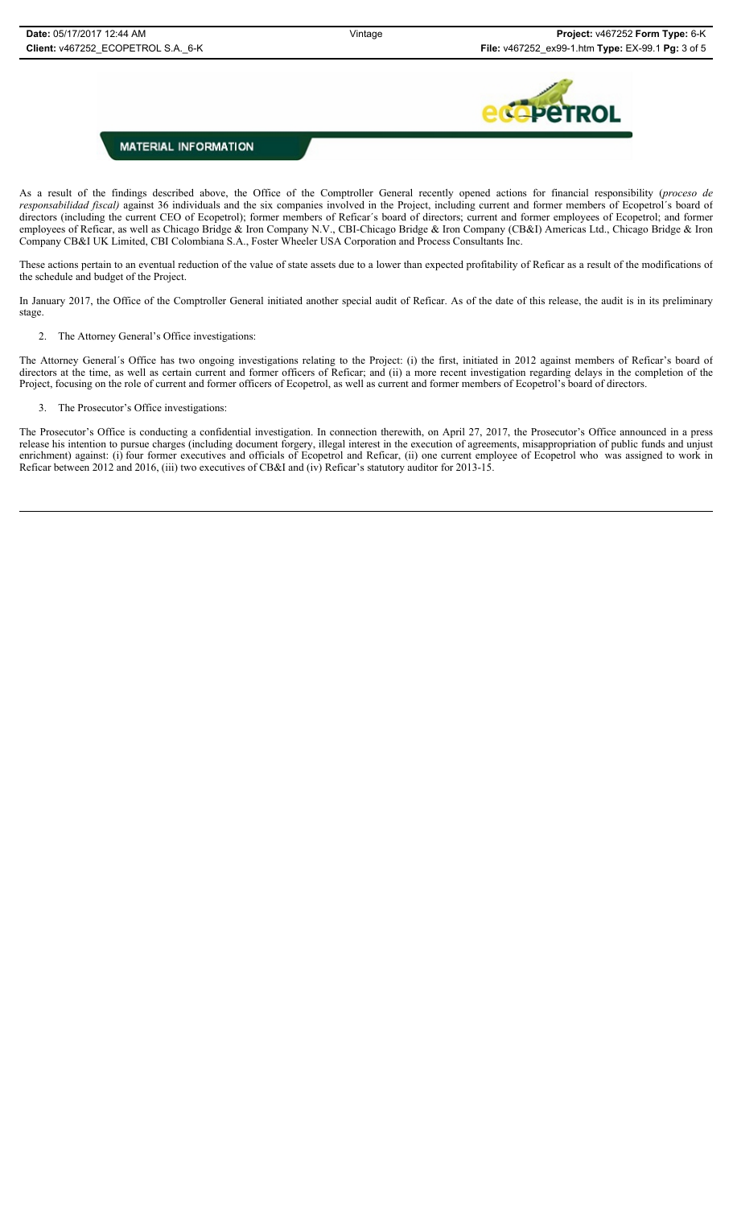**MATERIAL INFORMATION**

As a result of the findings described above, the Office of the Comptroller General recently opened actions for financial responsibility (*proceso de responsabilidad fiscal)* against 36 individuals and the six companies involved in the Project, including current and former members of Ecopetrol´s board of directors (including the current CEO of Ecopetrol); former members of Reficar´s board of directors; current and former employees of Ecopetrol; and former employees of Reficar, as well as Chicago Bridge & Iron Company N.V., CBI-Chicago Bridge & Iron Company (CB&I) Americas Ltd., Chicago Bridge & Iron Company CB&I UK Limited, CBI Colombiana S.A., Foster Wheeler USA Corporation and Process Consultants Inc.

These actions pertain to an eventual reduction of the value of state assets due to a lower than expected profitability of Reficar as a result of the modifications of the schedule and budget of the Project.

In January 2017, the Office of the Comptroller General initiated another special audit of Reficar. As of the date of this release, the audit is in its preliminary stage.

2. The Attorney General's Office investigations:

The Attorney General´s Office has two ongoing investigations relating to the Project: (i) the first, initiated in 2012 against members of Reficar's board of directors at the time, as well as certain current and former officers of Reficar; and (ii) a more recent investigation regarding delays in the completion of the Project, focusing on the role of current and former officers of Ecopetrol, as well as current and former members of Ecopetrol's board of directors.

3. The Prosecutor's Office investigations:

The Prosecutor's Office is conducting a confidential investigation. In connection therewith, on April 27, 2017, the Prosecutor's Office announced in a press release his intention to pursue charges (including document forgery, illegal interest in the execution of agreements, misappropriation of public funds and unjust enrichment) against: (i) four former executives and officials of Ecopetrol and Reficar, (ii) one current employee of Ecopetrol who was assigned to work in Reficar between 2012 and 2016, (iii) two executives of CB&I and (iv) Reficar's statutory auditor for 2013-15.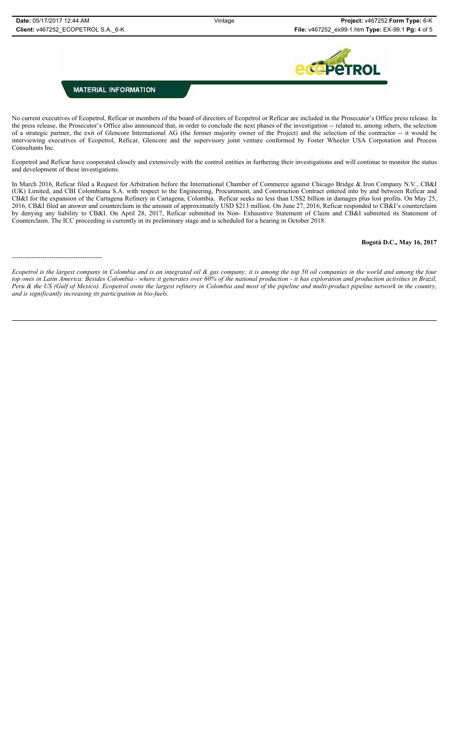**MATERIAL INFORMATION**

No current executives of Ecopetrol, Reficar or members of the board of directors of Ecopetrol or Reficar are included in the Prosecutor's Office press release. In the press release, the Prosecutor's Office also announced that, in order to conclude the next phases of the investigation -- related to, among others, the selection of a strategic partner, the exit of Glencore International AG (the former majority owner of the Project) and the selection of the contractor -- it would be interviewing executives of Ecopetrol, Reficar, Glencore and the supervisory joint venture conformed by Foster Wheeler USA Corporation and Process Consultants Inc.

Ecopetrol and Reficar have cooperated closely and extensively with the control entities in furthering their investigations and will continue to monitor the status and development of these investigations.

In March 2016, Reficar filed a Request for Arbitration before the International Chamber of Commerce against Chicago Bridge & Iron Company N.V., CB&I (UK) Limited, and CBI Colombiana S.A. with respect to the Engineering, Procurement, and Construction Contract entered into by and between Reficar and CB&I for the expansion of the Cartagena Refinery in Cartagena, Colombia. Reficar seeks no less than US$2 billion in damages plus lost profits. On May 25, 2016, CB&I filed an answer and counterclaim in the amount of approximately USD $213 million. On June 27, 2016, Reficar responded to CB&I's counterclaim by denying any liability to CB&I. On April 28, 2017, Reficar submitted its Non- Exhaustive Statement of Claim and CB&I submitted its Statement of Counterclaim. The ICC proceeding is currently in its preliminary stage and is scheduled for a hearing in October 2018.

**Bogotá D.C., May 16, 2017**

----------------------------------------

*Ecopetrol is the largest company in Colombia and is an integrated oil & gas company; it is among the top 50 oil companies in the world and among the four top ones in Latin America. Besides Colombia - where it generates over 60% of the national production - it has exploration and production activities in Brazil, Peru & the US (Gulf of Mexico). Ecopetrol owns the largest refinery in Colombia and most of the pipeline and multi-product pipeline network in the country, and is significantly increasing its participation in bio-fuels.*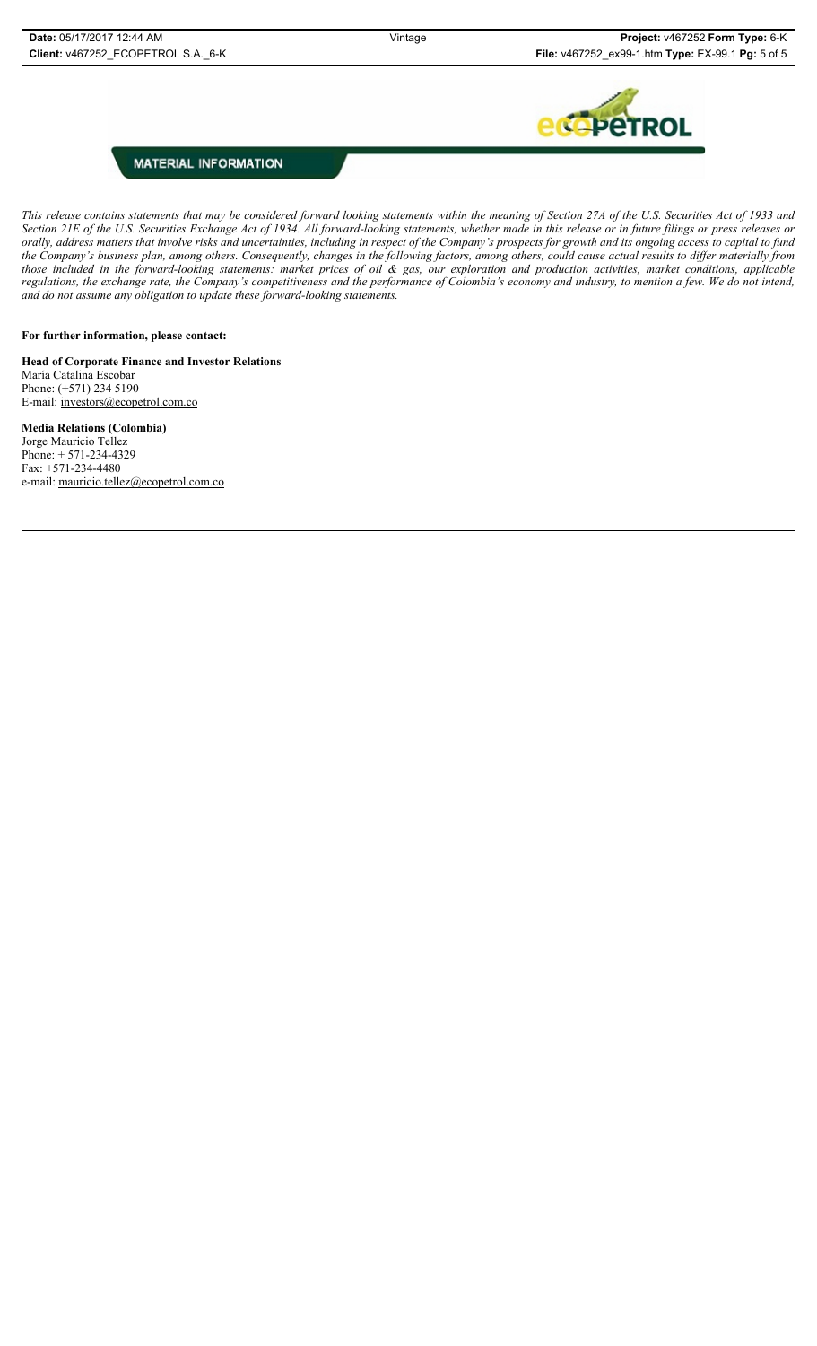**MATERIAL INFORMATION**

*This release contains statements that may be considered forward looking statements within the meaning of Section 27A of the U.S. Securities Act of 1933 and Section 21E of the U.S. Securities Exchange Act of 1934. All forward-looking statements, whether made in this release or in future filings or press releases or orally, address matters that involve risks and uncertainties, including in respect of the Company's prospects for growth and its ongoing access to capital to fund the Company's business plan, among others. Consequently, changes in the following factors, among others, could cause actual results to differ materially from those included in the forward-looking statements: market prices of oil & gas, our exploration and production activities, market conditions, applicable regulations, the exchange rate, the Company's competitiveness and the performance of Colombia's economy and industry, to mention a few. We do not intend, and do not assume any obligation to update these forward-looking statements.*

**For further information, please contact:**

**Head of Corporate Finance and Investor Relations**
María Catalina Escobar
Phone: (+571) 234 5190
E-mail: investors@ecopetrol.com.co

**Media Relations (Colombia)**
Jorge Mauricio Tellez
Phone: + 571-234-4329
Fax: +571-234-4480
e-mail: mauricio.tellez@ecopetrol.com.co